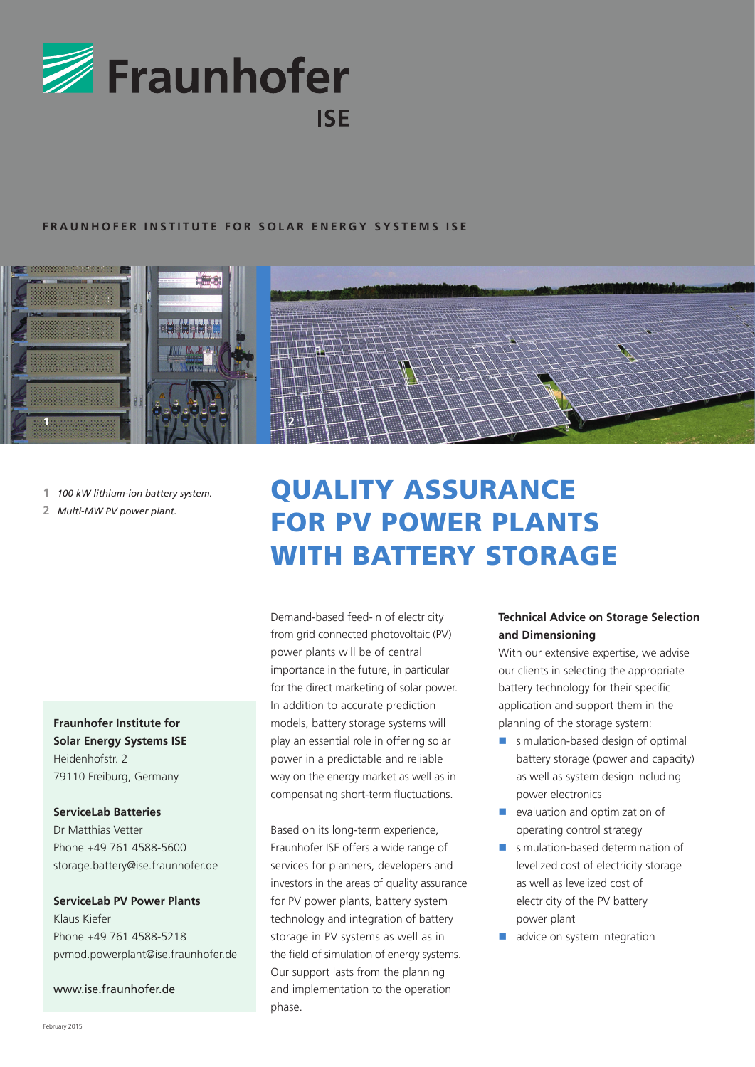Fraunhofer ISE

FRAUNHOFER INSTITUTE FOR SOLAR ENERGY SYSTEMS ISE

**1** *100 kW lithium-ion battery system.*
**2** *Multi-MW PV power plant.*

# QUALITY ASSURANCE FOR PV POWER PLANTS WITH BATTERY STORAGE

Demand-based feed-in of electricity from grid connected photovoltaic (PV) power plants will be of central importance in the future, in particular for the direct marketing of solar power. In addition to accurate prediction models, battery storage systems will play an essential role in offering solar power in a predictable and reliable way on the energy market as well as in compensating short-term fluctuations.

Based on its long-term experience, Fraunhofer ISE offers a wide range of services for planners, developers and investors in the areas of quality assurance for PV power plants, battery system technology and integration of battery storage in PV systems as well as in the field of simulation of energy systems. Our support lasts from the planning and implementation to the operation phase.

### Technical Advice on Storage Selection and Dimensioning

With our extensive expertise, we advise our clients in selecting the appropriate battery technology for their specific application and support them in the planning of the storage system:

- simulation-based design of optimal battery storage (power and capacity) as well as system design including power electronics
- evaluation and optimization of operating control strategy
- simulation-based determination of levelized cost of electricity storage as well as levelized cost of electricity of the PV battery power plant
- advice on system integration

**Fraunhofer Institute for Solar Energy Systems ISE**
Heidenhofstr. 2
79110 Freiburg, Germany

**ServiceLab Batteries**
Dr Matthias Vetter
Phone +49 761 4588-5600
storage.battery@ise.fraunhofer.de

**ServiceLab PV Power Plants**
Klaus Kiefer
Phone +49 761 4588-5218
pvmod.powerplant@ise.fraunhofer.de

www.ise.fraunhofer.de

February 2015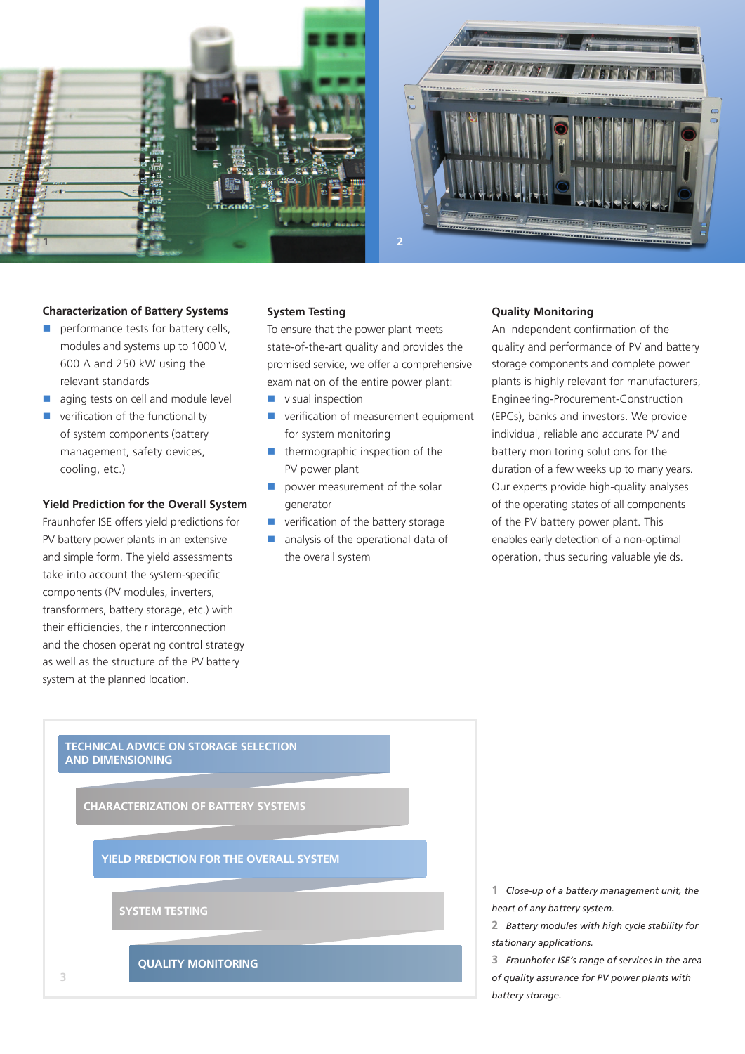### Characterization of Battery Systems

- performance tests for battery cells, modules and systems up to 1000 V, 600 A and 250 kW using the relevant standards
- aging tests on cell and module level
- verification of the functionality of system components (battery management, safety devices, cooling, etc.)

### Yield Prediction for the Overall System

Fraunhofer ISE offers yield predictions for PV battery power plants in an extensive and simple form. The yield assessments take into account the system-specific components (PV modules, inverters, transformers, battery storage, etc.) with their efficiencies, their interconnection and the chosen operating control strategy as well as the structure of the PV battery system at the planned location.

### System Testing

To ensure that the power plant meets state-of-the-art quality and provides the promised service, we offer a comprehensive examination of the entire power plant:

- visual inspection
- verification of measurement equipment for system monitoring
- thermographic inspection of the PV power plant
- power measurement of the solar generator
- verification of the battery storage
- analysis of the operational data of the overall system

### Quality Monitoring

An independent confirmation of the quality and performance of PV and battery storage components and complete power plants is highly relevant for manufacturers, Engineering-Procurement-Construction (EPCs), banks and investors. We provide individual, reliable and accurate PV and battery monitoring solutions for the duration of a few weeks up to many years. Our experts provide high-quality analyses of the operating states of all components of the PV battery power plant. This enables early detection of a non-optimal operation, thus securing valuable yields.

TECHNICAL ADVICE ON STORAGE SELECTION AND DIMENSIONING

CHARACTERIZATION OF BATTERY SYSTEMS

YIELD PREDICTION FOR THE OVERALL SYSTEM

SYSTEM TESTING

QUALITY MONITORING

*1 Close-up of a battery management unit, the heart of any battery system.*

*2 Battery modules with high cycle stability for stationary applications.*

*3 Fraunhofer ISE's range of services in the area of quality assurance for PV power plants with battery storage.*